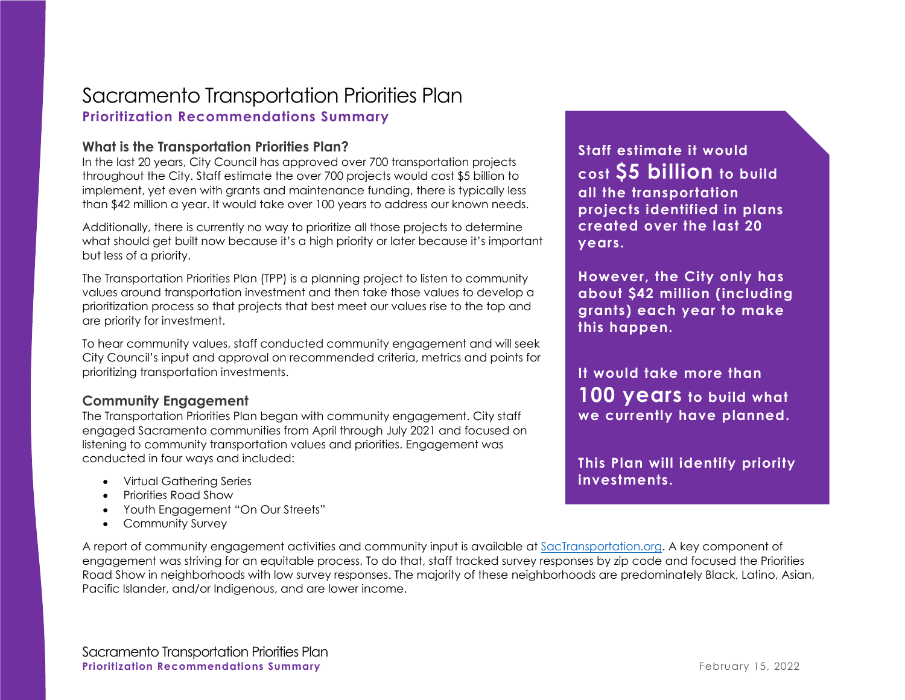# Sacramento Transportation Priorities Plan

**Prioritization Recommendations Summary**

### What is the Transportation Priorities Plan?

In the last 20 years, City Council has approved over 700 transportation projects throughout the City. Staff estimate the over 700 projects would cost $5 billion to implement, yet even with grants and maintenance funding, there is typically less than $42 million a year. It would take over 100 years to address our known needs.

Additionally, there is currently no way to prioritize all those projects to determine what should get built now because it's a high priority or later because it's important but less of a priority.

The Transportation Priorities Plan (TPP) is a planning project to listen to community values around transportation investment and then take those values to develop a prioritization process so that projects that best meet our values rise to the top and are priority for investment.

To hear community values, staff conducted community engagement and will seek City Council's input and approval on recommended criteria, metrics and points for prioritizing transportation investments.

**Staff estimate it would cost $5 billion to build all the transportation projects identified in plans created over the last 20 years.**

**However, the City only has about $42 million (including grants) each year to make this happen.**

**It would take more than 100 years to build what we currently have planned.**

**This Plan will identify priority investments.**

### Community Engagement

The Transportation Priorities Plan began with community engagement. City staff engaged Sacramento communities from April through July 2021 and focused on listening to community transportation values and priorities. Engagement was conducted in four ways and included:

- Virtual Gathering Series
- Priorities Road Show
- Youth Engagement "On Our Streets"
- Community Survey

A report of community engagement activities and community input is available at SacTransportation.org. A key component of engagement was striving for an equitable process. To do that, staff tracked survey responses by zip code and focused the Priorities Road Show in neighborhoods with low survey responses. The majority of these neighborhoods are predominately Black, Latino, Asian, Pacific Islander, and/or Indigenous, and are lower income.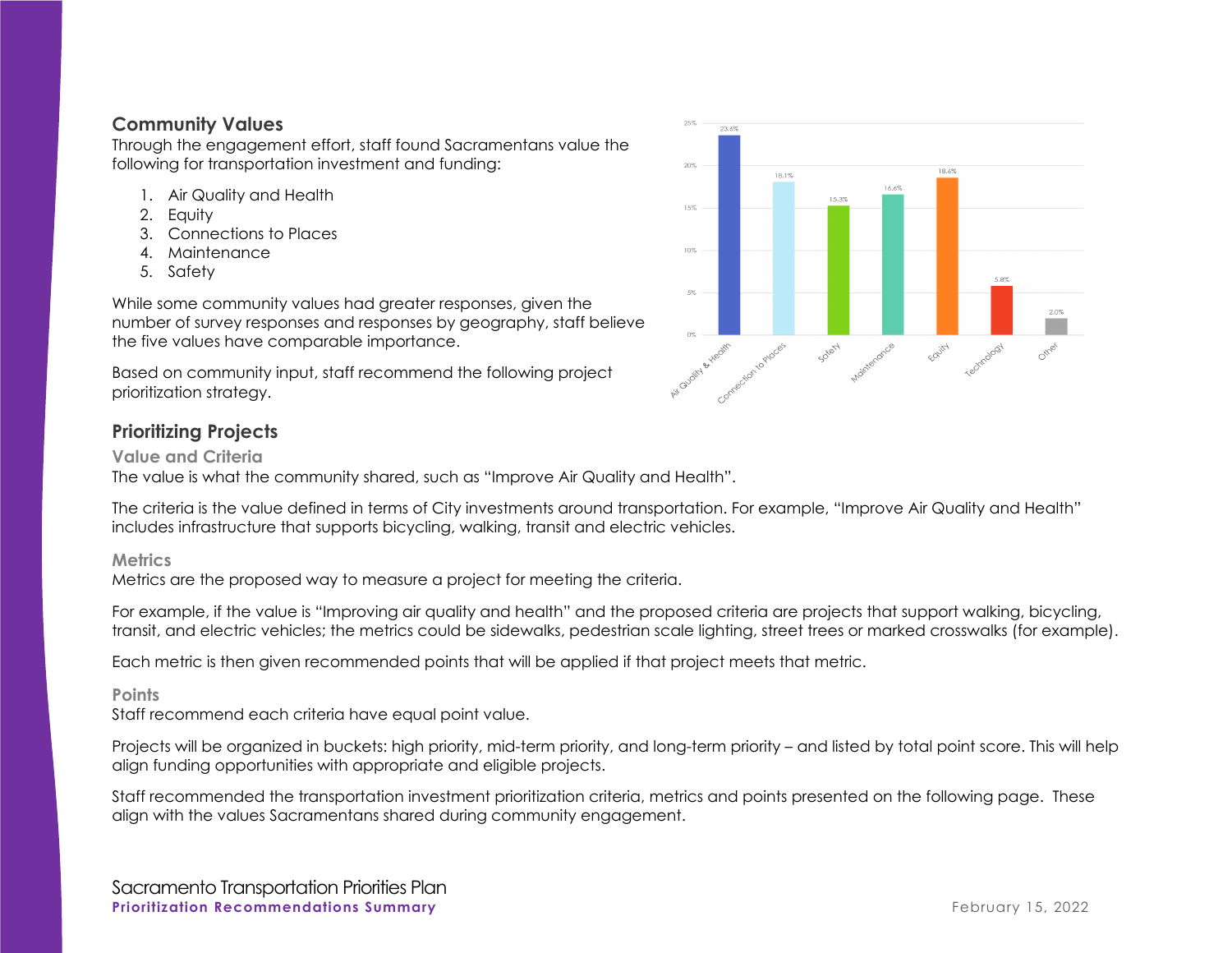## Community Values

Through the engagement effort, staff found Sacramentans value the following for transportation investment and funding:

1. Air Quality and Health
2. Equity
3. Connections to Places
4. Maintenance
5. Safety

While some community values had greater responses, given the number of survey responses and responses by geography, staff believe the five values have comparable importance.

Based on community input, staff recommend the following project prioritization strategy.

25%
20%
15%
10%
5%
0%
23.6%
18.1%
15.3%
16.6%
18.6%
5.8%
2.0%
Air Quality & Health
Connection to Places
Safety
Maintenance
Equity
Technology
Other

## Prioritizing Projects

### Value and Criteria

The value is what the community shared, such as "Improve Air Quality and Health".

The criteria is the value defined in terms of City investments around transportation. For example, "Improve Air Quality and Health" includes infrastructure that supports bicycling, walking, transit and electric vehicles.

### Metrics

Metrics are the proposed way to measure a project for meeting the criteria.

For example, if the value is "Improving air quality and health" and the proposed criteria are projects that support walking, bicycling, transit, and electric vehicles; the metrics could be sidewalks, pedestrian scale lighting, street trees or marked crosswalks (for example).

Each metric is then given recommended points that will be applied if that project meets that metric.

### Points

Staff recommend each criteria have equal point value.

Projects will be organized in buckets: high priority, mid-term priority, and long-term priority – and listed by total point score. This will help align funding opportunities with appropriate and eligible projects.

Staff recommended the transportation investment prioritization criteria, metrics and points presented on the following page. These align with the values Sacramentans shared during community engagement.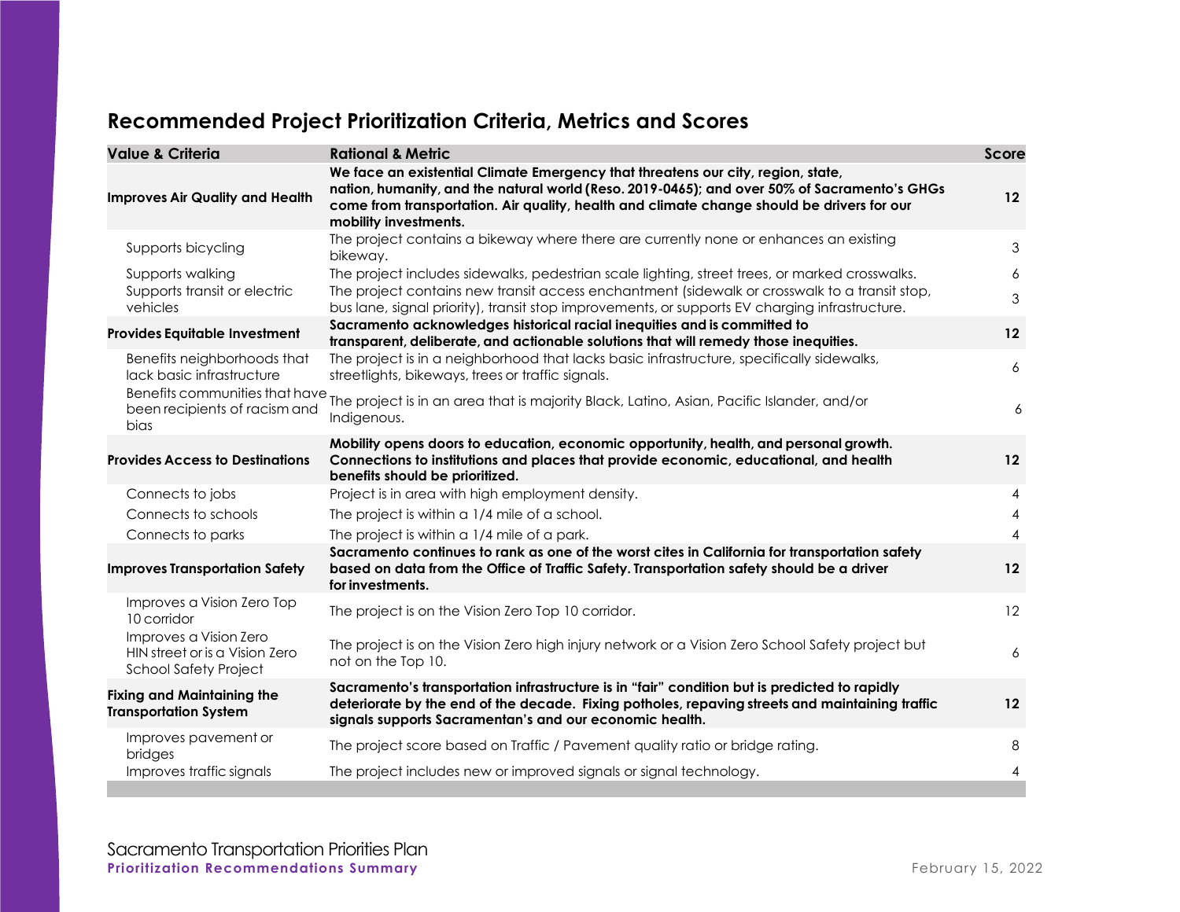## Recommended Project Prioritization Criteria, Metrics and Scores

| Value & Criteria | Rational & Metric | Score |
|---|---|---|
| **Improves Air Quality and Health** | **We face an existential Climate Emergency that threatens our city, region, state, nation, humanity, and the natural world (Reso. 2019-0465); and over 50% of Sacramento's GHGs come from transportation. Air quality, health and climate change should be drivers for our mobility investments.** | **12** |
| Supports bicycling | The project contains a bikeway where there are currently none or enhances an existing bikeway. | 3 |
| Supports walking | The project includes sidewalks, pedestrian scale lighting, street trees, or marked crosswalks. | 6 |
| Supports transit or electric vehicles | The project contains new transit access enchantment (sidewalk or crosswalk to a transit stop, bus lane, signal priority), transit stop improvements, or supports EV charging infrastructure. | 3 |
| **Provides Equitable Investment** | **Sacramento acknowledges historical racial inequities and is committed to transparent, deliberate, and actionable solutions that will remedy those inequities.** | **12** |
| Benefits neighborhoods that lack basic infrastructure | The project is in a neighborhood that lacks basic infrastructure, specifically sidewalks, streetlights, bikeways, trees or traffic signals. | 6 |
| Benefits communities that have been recipients of racism and bias | The project is in an area that is majority Black, Latino, Asian, Pacific Islander, and/or Indigenous. | 6 |
| **Provides Access to Destinations** | **Mobility opens doors to education, economic opportunity, health, and personal growth. Connections to institutions and places that provide economic, educational, and health benefits should be prioritized.** | **12** |
| Connects to jobs | Project is in area with high employment density. | 4 |
| Connects to schools | The project is within a 1/4 mile of a school. | 4 |
| Connects to parks | The project is within a 1/4 mile of a park. | 4 |
| **Improves Transportation Safety** | **Sacramento continues to rank as one of the worst cites in California for transportation safety based on data from the Office of Traffic Safety. Transportation safety should be a driver for investments.** | **12** |
| Improves a Vision Zero Top 10 corridor | The project is on the Vision Zero Top 10 corridor. | 12 |
| Improves a Vision Zero HIN street or is a Vision Zero School Safety Project | The project is on the Vision Zero high injury network or a Vision Zero School Safety project but not on the Top 10. | 6 |
| **Fixing and Maintaining the Transportation System** | **Sacramento's transportation infrastructure is in "fair" condition but is predicted to rapidly deteriorate by the end of the decade. Fixing potholes, repaving streets and maintaining traffic signals supports Sacramentan's and our economic health.** | **12** |
| Improves pavement or bridges | The project score based on Traffic / Pavement quality ratio or bridge rating. | 8 |
| Improves traffic signals | The project includes new or improved signals or signal technology. | 4 |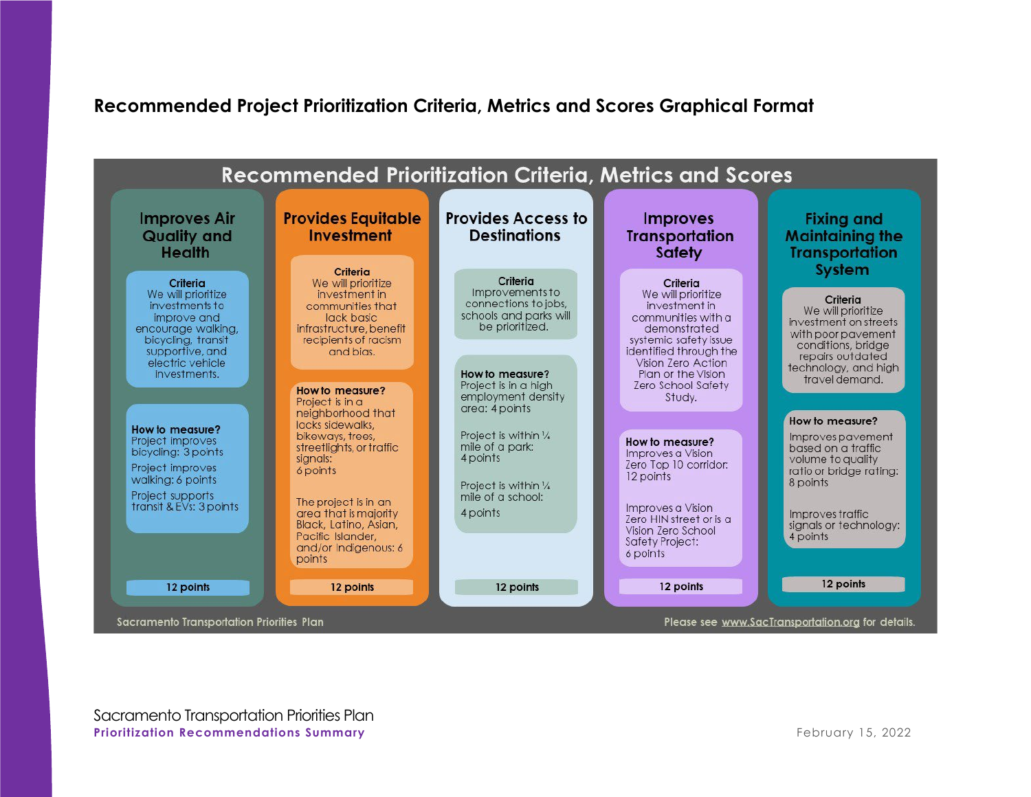## Recommended Project Prioritization Criteria, Metrics and Scores Graphical Format

# Recommended Prioritization Criteria, Metrics and Scores

### Improves Air Quality and Health

**Criteria**
We will prioritize investments to improve and encourage walking, bicycling, transit supportive, and electric vehicle investments.

**How to measure?**
Project improves bicycling: 3 points
Project improves walking: 6 points
Project supports transit & EVs: 3 points

**12 points**

### Provides Equitable Investment

**Criteria**
We will prioritize investment in communities that lack basic infrastructure, benefit recipients of racism and bias.

**How to measure?**
Project is in a neighborhood that lacks sidewalks, bikeways, trees, streetlights, or traffic signals:
6 points

The project is in an area that is majority Black, Latino, Asian, Pacific Islander, and/or Indigenous: 6 points

**12 points**

### Provides Access to Destinations

**Criteria**
Improvements to connections to jobs, schools and parks will be prioritized.

**How to measure?**
Project is in a high employment density area: 4 points

Project is within ¼ mile of a park:
4 points

Project is within ¼ mile of a school:
4 points

**12 points**

### Improves Transportation Safety

**Criteria**
We will prioritize investment in communities with a demonstrated systemic safety issue identified through the Vision Zero Action Plan or the Vision Zero School Safety Study.

**How to measure?**
Improves a Vision Zero Top 10 corridor:
12 points

Improves a Vision Zero HIN street or is a Vision Zero School Safety Project:
6 points

**12 points**

### Fixing and Maintaining the Transportation System

**Criteria**
We will prioritize investment on streets with poor pavement conditions, bridge repairs outdated technology, and high travel demand.

**How to measure?**
Improves pavement based on a traffic volume to quality ratio or bridge rating:
8 points

Improves traffic signals or technology:
4 points

**12 points**

Sacramento Transportation Priorities Plan

Please see www.SacTransportation.org for details.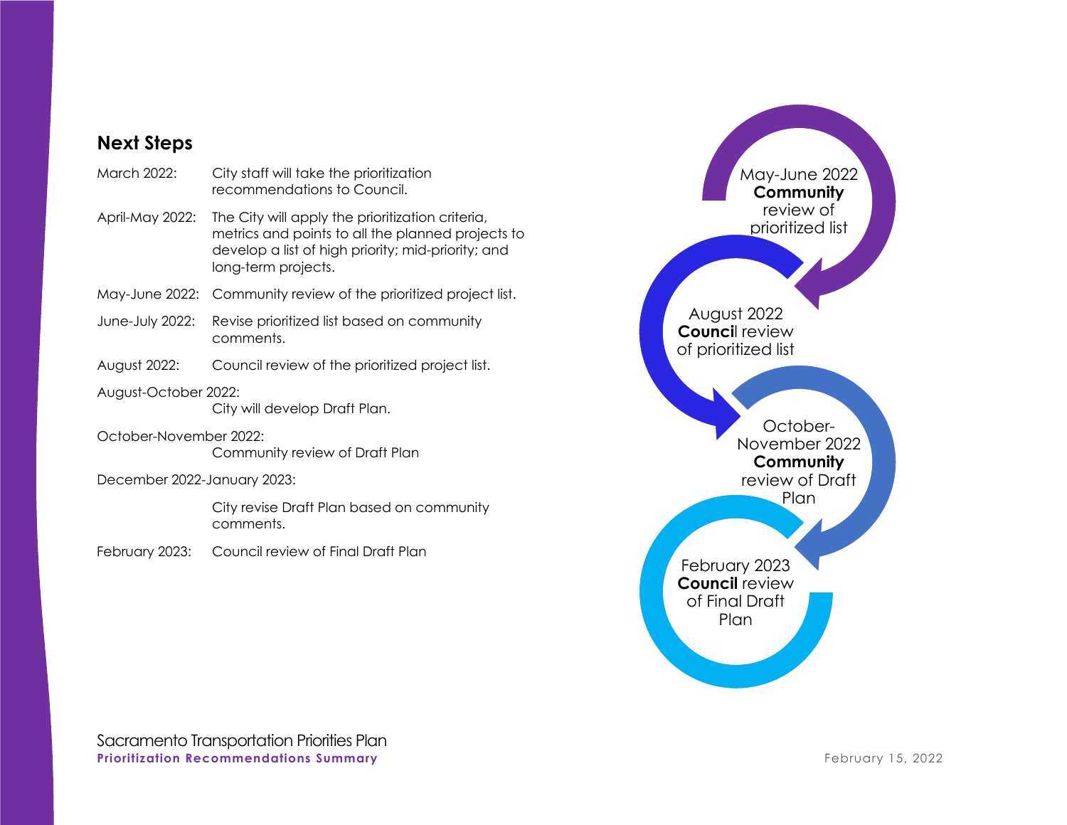## Next Steps

March 2022: City staff will take the prioritization recommendations to Council.

April-May 2022: The City will apply the prioritization criteria, metrics and points to all the planned projects to develop a list of high priority; mid-priority; and long-term projects.

May-June 2022: Community review of the prioritized project list.

June-July 2022: Revise prioritized list based on community comments.

August 2022: Council review of the prioritized project list.

August-October 2022: City will develop Draft Plan.

October-November 2022: Community review of Draft Plan

December 2022-January 2023: City revise Draft Plan based on community comments.

February 2023: Council review of Final Draft Plan

May-June 2022 **Community** review of prioritized list

August 2022 **Council** review of prioritized list

October-November 2022 **Community** review of Draft Plan

February 2023 **Council** review of Final Draft Plan